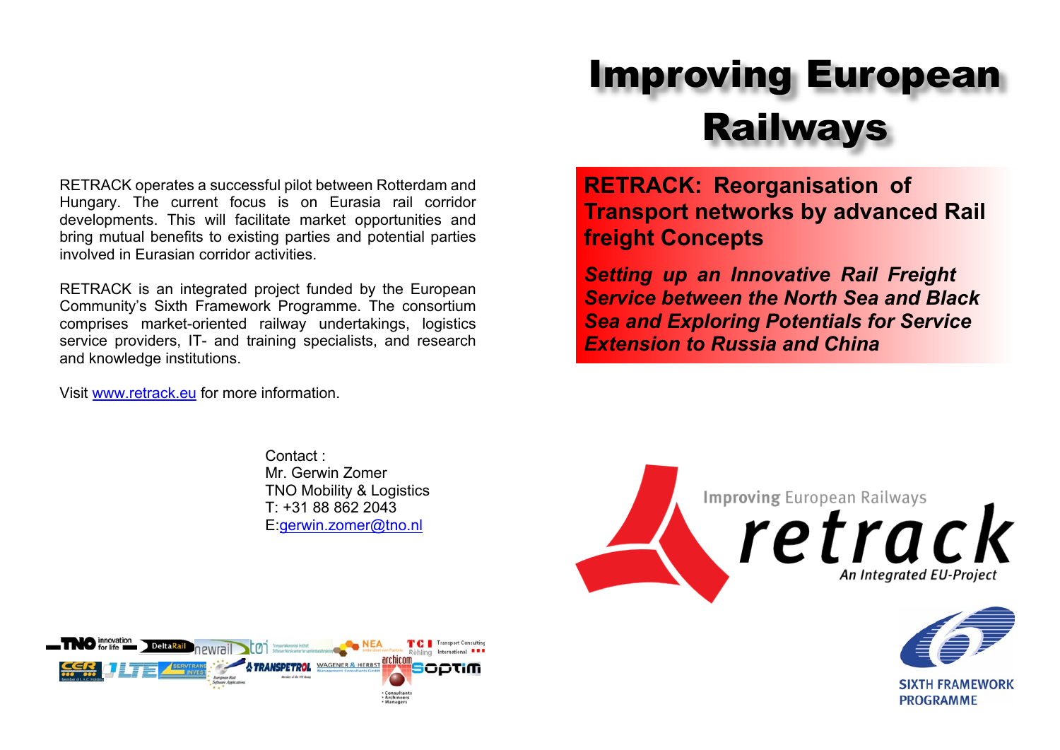# Improving European Railways

## RETRACK: Reorganisation of Transport networks by advanced Rail freight Concepts

***Setting up an Innovative Rail Freight Service between the North Sea and Black Sea and Exploring Potentials for Service Extension to Russia and China***

RETRACK operates a successful pilot between Rotterdam and Hungary. The current focus is on Eurasia rail corridor developments. This will facilitate market opportunities and bring mutual benefits to existing parties and potential parties involved in Eurasian corridor activities.

RETRACK is an integrated project funded by the European Community's Sixth Framework Programme. The consortium comprises market-oriented railway undertakings, logistics service providers, IT- and training specialists, and research and knowledge institutions.

Visit [www.retrack.eu](http://www.retrack.eu) for more information.

Contact :
Mr. Gerwin Zomer
TNO Mobility & Logistics
T: +31 88 862 2043
E:[gerwin.zomer@tno.nl](mailto:gerwin.zomer@tno.nl)

Improving European Railways
retrack
An Integrated EU-Project

SIXTH FRAMEWORK PROGRAMME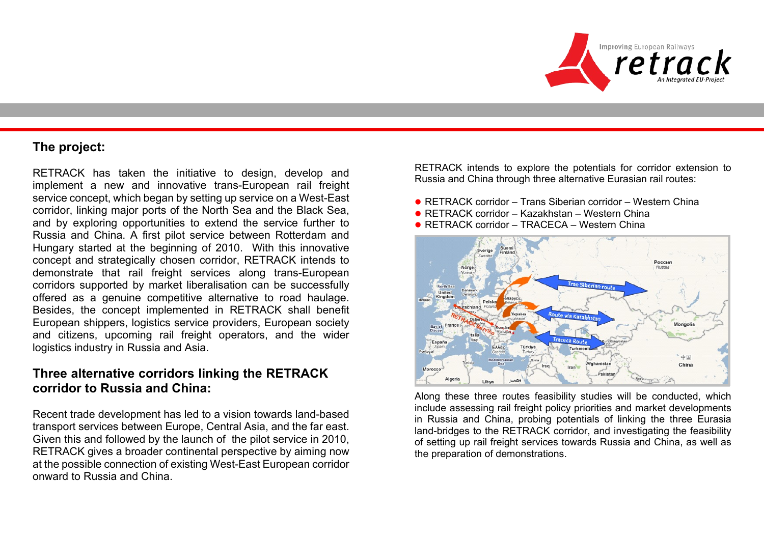## The project:

RETRACK has taken the initiative to design, develop and implement a new and innovative trans-European rail freight service concept, which began by setting up service on a West-East corridor, linking major ports of the North Sea and the Black Sea, and by exploring opportunities to extend the service further to Russia and China. A first pilot service between Rotterdam and Hungary started at the beginning of 2010. With this innovative concept and strategically chosen corridor, RETRACK intends to demonstrate that rail freight services along trans-European corridors supported by market liberalisation can be successfully offered as a genuine competitive alternative to road haulage. Besides, the concept implemented in RETRACK shall benefit European shippers, logistics service providers, European society and citizens, upcoming rail freight operators, and the wider logistics industry in Russia and Asia.

## Three alternative corridors linking the RETRACK corridor to Russia and China:

Recent trade development has led to a vision towards land-based transport services between Europe, Central Asia, and the far east. Given this and followed by the launch of the pilot service in 2010, RETRACK gives a broader continental perspective by aiming now at the possible connection of existing West-East European corridor onward to Russia and China.

RETRACK intends to explore the potentials for corridor extension to Russia and China through three alternative Eurasian rail routes:

- RETRACK corridor – Trans Siberian corridor – Western China
- RETRACK corridor – Kazakhstan – Western China
- RETRACK corridor – TRACECA – Western China

Along these three routes feasibility studies will be conducted, which include assessing rail freight policy priorities and market developments in Russia and China, probing potentials of linking the three Eurasia land-bridges to the RETRACK corridor, and investigating the feasibility of setting up rail freight services towards Russia and China, as well as the preparation of demonstrations.